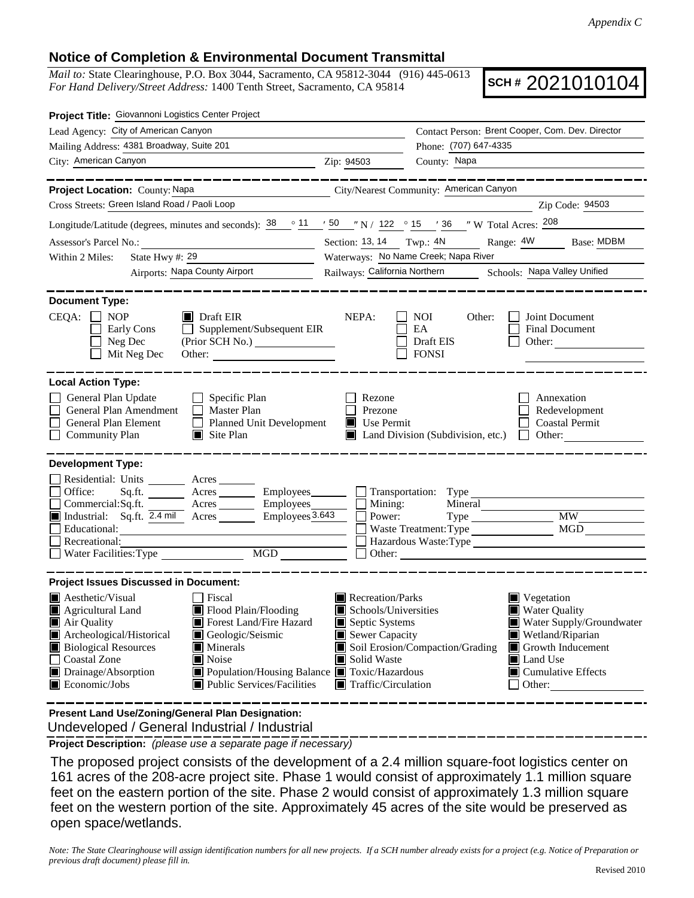*Appendix C*

## Notice of Completion & Environmental Document Transmittal

*Mail to:* State Clearinghouse, P.O. Box 3044, Sacramento, CA 95812-3044 (916) 445-0613
*For Hand Delivery/Street Address:* 1400 Tenth Street, Sacramento, CA 95814

**SCH #** 2021010104

**Project Title:** Giovannoni Logistics Center Project

Lead Agency: City of American Canyon
Contact Person: Brent Cooper, Com. Dev. Director
Mailing Address: 4381 Broadway, Suite 201
Phone: (707) 647-4335
City: American Canyon
Zip: 94503
County: Napa

---

**Project Location:** County: Napa
City/Nearest Community: American Canyon
Cross Streets: Green Island Road / Paoli Loop
Zip Code: 94503
Longitude/Latitude (degrees, minutes and seconds): 38 ° 11 ′ 50 ″ N / 122 ° 15 ′ 36 ″ W Total Acres: 208
Assessor's Parcel No.:
Section: 13, 14 Twp.: 4N Range: 4W Base: MDBM
Within 2 Miles: State Hwy #: 29
Waterways: No Name Creek; Napa River
Airports: Napa County Airport
Railways: California Northern
Schools: Napa Valley Unified

---

**Document Type:**

CEQA:
- [ ] NOP
- [ ] Early Cons
- [ ] Neg Dec
- [ ] Mit Neg Dec
- [x] Draft EIR
- [ ] Supplement/Subsequent EIR (Prior SCH No.)
- Other:

NEPA:
- [ ] NOI
- [ ] EA
- [ ] Draft EIS
- [ ] FONSI

Other:
- [ ] Joint Document
- [ ] Final Document
- [ ] Other:

---

**Local Action Type:**

- [ ] General Plan Update
- [ ] General Plan Amendment
- [ ] General Plan Element
- [ ] Community Plan
- [ ] Specific Plan
- [ ] Master Plan
- [ ] Planned Unit Development
- [x] Site Plan
- [ ] Rezone
- [ ] Prezone
- [x] Use Permit
- [x] Land Division (Subdivision, etc.)
- [ ] Annexation
- [ ] Redevelopment
- [ ] Coastal Permit
- [ ] Other:

---

**Development Type:**

- [ ] Residential: Units ____ Acres ____
- [ ] Office: Sq.ft. ____ Acres ____ Employees ____
- [ ] Commercial: Sq.ft. ____ Acres ____ Employees ____
- [x] Industrial: Sq.ft. 2.4 mil Acres ____ Employees 3,643
- [ ] Educational:
- [ ] Recreational:
- [ ] Water Facilities: Type ____ MGD ____
- [ ] Transportation: Type
- [ ] Mining: Mineral
- [ ] Power: Type ____ MW
- [ ] Waste Treatment: Type ____ MGD
- [ ] Hazardous Waste: Type
- [ ] Other:

---

**Project Issues Discussed in Document:**

- [x] Aesthetic/Visual
- [x] Agricultural Land
- [x] Air Quality
- [x] Archeological/Historical
- [x] Biological Resources
- [ ] Coastal Zone
- [x] Drainage/Absorption
- [x] Economic/Jobs
- [ ] Fiscal
- [x] Flood Plain/Flooding
- [x] Forest Land/Fire Hazard
- [x] Geologic/Seismic
- [x] Minerals
- [x] Noise
- [x] Population/Housing Balance
- [x] Public Services/Facilities
- [x] Recreation/Parks
- [x] Schools/Universities
- [x] Septic Systems
- [x] Sewer Capacity
- [x] Soil Erosion/Compaction/Grading
- [x] Solid Waste
- [x] Toxic/Hazardous
- [x] Traffic/Circulation
- [x] Vegetation
- [x] Water Quality
- [x] Water Supply/Groundwater
- [x] Wetland/Riparian
- [x] Growth Inducement
- [x] Land Use
- [x] Cumulative Effects
- [ ] Other:

---

**Present Land Use/Zoning/General Plan Designation:**

Undeveloped / General Industrial / Industrial

**Project Description:** *(please use a separate page if necessary)*

The proposed project consists of the development of a 2.4 million square-foot logistics center on 161 acres of the 208-acre project site. Phase 1 would consist of approximately 1.1 million square feet on the eastern portion of the site. Phase 2 would consist of approximately 1.3 million square feet on the western portion of the site. Approximately 45 acres of the site would be preserved as open space/wetlands.

*Note: The State Clearinghouse will assign identification numbers for all new projects. If a SCH number already exists for a project (e.g. Notice of Preparation or previous draft document) please fill in.*

Revised 2010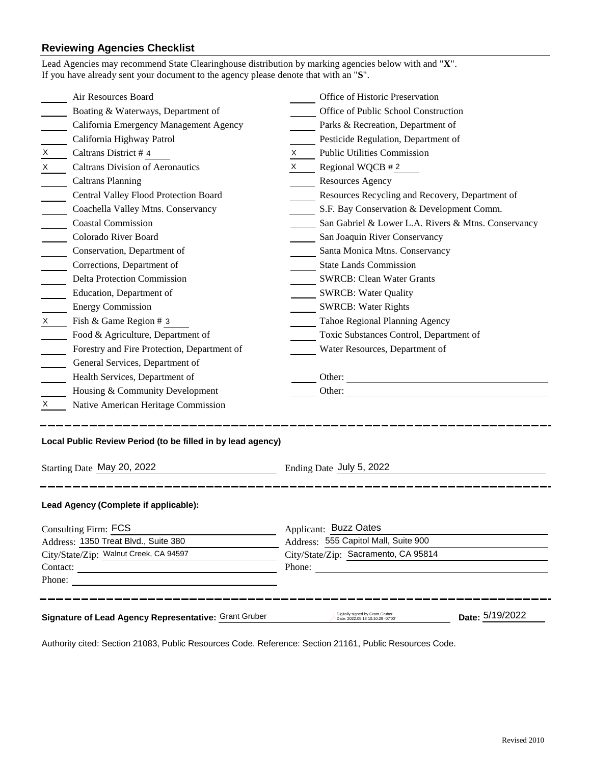## Reviewing Agencies Checklist

Lead Agencies may recommend State Clearinghouse distribution by marking agencies below with and "**X**".
If you have already sent your document to the agency please denote that with an "**S**".

| | | | |
|---|---|---|---|
| | Air Resources Board | | Office of Historic Preservation |
| | Boating & Waterways, Department of | | Office of Public School Construction |
| | California Emergency Management Agency | | Parks & Recreation, Department of |
| | California Highway Patrol | | Pesticide Regulation, Department of |
| X | Caltrans District # 4 | X | Public Utilities Commission |
| X | Caltrans Division of Aeronautics | X | Regional WQCB # 2 |
| | Caltrans Planning | | Resources Agency |
| | Central Valley Flood Protection Board | | Resources Recycling and Recovery, Department of |
| | Coachella Valley Mtns. Conservancy | | S.F. Bay Conservation & Development Comm. |
| | Coastal Commission | | San Gabriel & Lower L.A. Rivers & Mtns. Conservancy |
| | Colorado River Board | | San Joaquin River Conservancy |
| | Conservation, Department of | | Santa Monica Mtns. Conservancy |
| | Corrections, Department of | | State Lands Commission |
| | Delta Protection Commission | | SWRCB: Clean Water Grants |
| | Education, Department of | | SWRCB: Water Quality |
| | Energy Commission | | SWRCB: Water Rights |
| X | Fish & Game Region # 3 | | Tahoe Regional Planning Agency |
| | Food & Agriculture, Department of | | Toxic Substances Control, Department of |
| | Forestry and Fire Protection, Department of | | Water Resources, Department of |
| | General Services, Department of | | |
| | Health Services, Department of | | Other: |
| | Housing & Community Development | | Other: |
| X | Native American Heritage Commission | | |

---

**Local Public Review Period (to be filled in by lead agency)**

Starting Date May 20, 2022

Ending Date July 5, 2022

---

**Lead Agency (Complete if applicable):**

Consulting Firm: FCS
Address: 1350 Treat Blvd., Suite 380
City/State/Zip: Walnut Creek, CA 94597
Contact:
Phone:

Applicant: Buzz Oates
Address: 555 Capitol Mall, Suite 900
City/State/Zip: Sacramento, CA 95814
Phone:

---

**Signature of Lead Agency Representative:** Grant Gruber — Digitally signed by Grant Gruber Date: 2022.05.13 10:10:29 -07'00'

**Date:** 5/19/2022

Authority cited: Section 21083, Public Resources Code. Reference: Section 21161, Public Resources Code.

Revised 2010